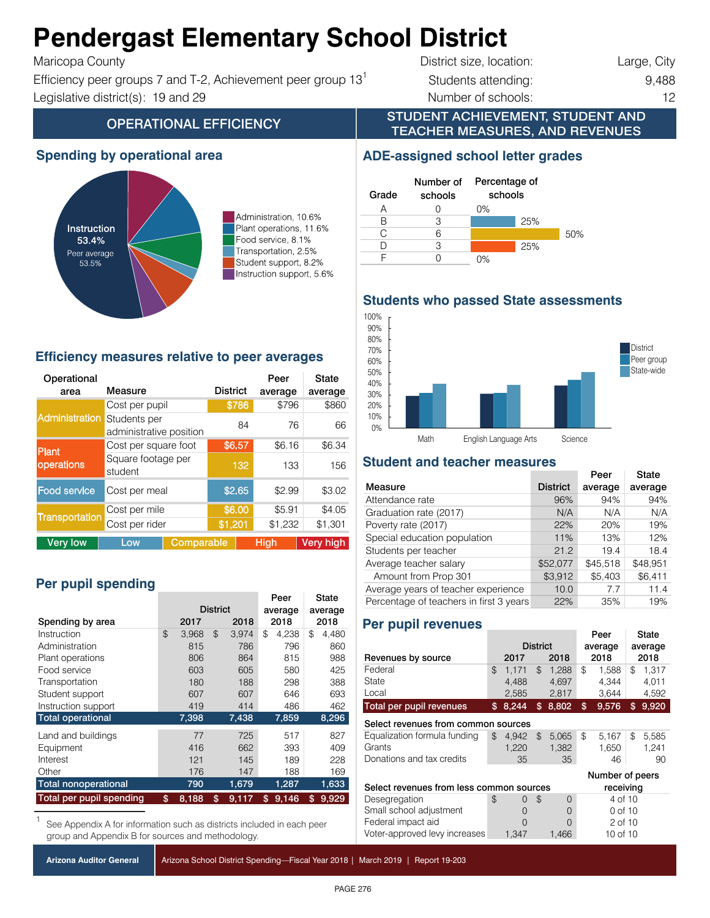# Pendergast Elementary School District

Maricopa County

Efficiency peer groups 7 and T-2, Achievement peer group 13[1]

Legislative district(s): 19 and 29

District size, location: Large, City

Students attending: 9,488

Number of schools: 12

## OPERATIONAL EFFICIENCY

### Spending by operational area

Instruction 53.4%
Peer average 53.5%

- Administration, 10.6%
- Plant operations, 11.6%
- Food service, 8.1%
- Transportation, 2.5%
- Student support, 8.2%
- Instruction support, 5.6%

### Efficiency measures relative to peer averages

| Operational area | Measure | District | Peer average | State average |
|---|---|---|---|---|
| Administration | Cost per pupil | $786 | $796 | $860 |
| | Students per administrative position | 84 | 76 | 66 |
| Plant operations | Cost per square foot | $6.57 | $6.16 | $6.34 |
| | Square footage per student | 132 | 133 | 156 |
| Food service | Cost per meal | $2.65 | $2.99 | $3.02 |
| Transportation | Cost per mile | $6.00 | $5.91 | $4.05 |
| | Cost per rider | $1,201 | $1,232 | $1,301 |

Very low | Low | Comparable | High | Very high

### Per pupil spending

| Spending by area | District 2017 | District 2018 | Peer average 2018 | State average 2018 |
|---|---|---|---|---|
| Instruction | $ 3,968 | $ 3,974 | $ 4,238 | $ 4,480 |
| Administration | 815 | 786 | 796 | 860 |
| Plant operations | 806 | 864 | 815 | 988 |
| Food service | 603 | 605 | 580 | 425 |
| Transportation | 180 | 188 | 298 | 388 |
| Student support | 607 | 607 | 646 | 693 |
| Instruction support | 419 | 414 | 486 | 462 |
| **Total operational** | **7,398** | **7,438** | **7,859** | **8,296** |
| Land and buildings | 77 | 725 | 517 | 827 |
| Equipment | 416 | 662 | 393 | 409 |
| Interest | 121 | 145 | 189 | 228 |
| Other | 176 | 147 | 188 | 169 |
| **Total nonoperational** | **790** | **1,679** | **1,287** | **1,633** |
| **Total per pupil spending** | **$ 8,188** | **$ 9,117** | **$ 9,146** | **$ 9,929** |

[1] See Appendix A for information such as districts included in each peer group and Appendix B for sources and methodology.

## STUDENT ACHIEVEMENT, STUDENT AND TEACHER MEASURES, AND REVENUES

### ADE-assigned school letter grades

| Grade | Number of schools | Percentage of schools |
|---|---|---|
| A | 0 | 0% |
| B | 3 | 25% |
| C | 6 | 50% |
| D | 3 | 25% |
| F | 0 | 0% |

### Students who passed State assessments

Legend: District, Peer group, State-wide. Subjects: Math, English Language Arts, Science.

### Student and teacher measures

| Measure | District | Peer average | State average |
|---|---|---|---|
| Attendance rate | 96% | 94% | 94% |
| Graduation rate (2017) | N/A | N/A | N/A |
| Poverty rate (2017) | 22% | 20% | 19% |
| Special education population | 11% | 13% | 12% |
| Students per teacher | 21.2 | 19.4 | 18.4 |
| Average teacher salary | $52,077 | $45,518 | $48,951 |
| Amount from Prop 301 | $3,912 | $5,403 | $6,411 |
| Average years of teacher experience | 10.0 | 7.7 | 11.4 |
| Percentage of teachers in first 3 years | 22% | 35% | 19% |

### Per pupil revenues

| Revenues by source | District 2017 | District 2018 | Peer average 2018 | State average 2018 |
|---|---|---|---|---|
| Federal | $ 1,171 | $ 1,288 | $ 1,588 | $ 1,317 |
| State | 4,488 | 4,697 | 4,344 | 4,011 |
| Local | 2,585 | 2,817 | 3,644 | 4,592 |
| **Total per pupil revenues** | **$ 8,244** | **$ 8,802** | **$ 9,576** | **$ 9,920** |
| **Select revenues from common sources** | | | | |
| Equalization formula funding | $ 4,942 | $ 5,065 | $ 5,167 | $ 5,585 |
| Grants | 1,220 | 1,382 | 1,650 | 1,241 |
| Donations and tax credits | 35 | 35 | 46 | 90 |

| Select revenues from less common sources | District 2017 | District 2018 | Number of peers receiving |
|---|---|---|---|
| Desegregation | $ 0 | $ 0 | 4 of 10 |
| Small school adjustment | 0 | 0 | 0 of 10 |
| Federal impact aid | 0 | 0 | 2 of 10 |
| Voter-approved levy increases | 1,347 | 1,466 | 10 of 10 |

Arizona Auditor General | Arizona School District Spending—Fiscal Year 2018 | March 2019 | Report 19-203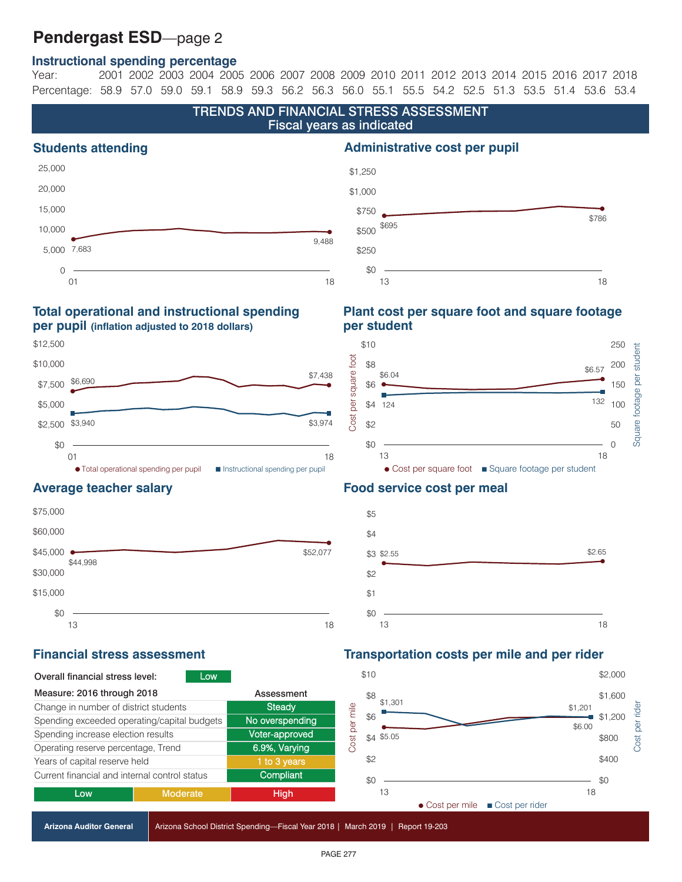# Pendergast ESD—page 2

## Instructional spending percentage

| Year: | 2001 | 2002 | 2003 | 2004 | 2005 | 2006 | 2007 | 2008 | 2009 | 2010 | 2011 | 2012 | 2013 | 2014 | 2015 | 2016 | 2017 | 2018 |
|---|---|---|---|---|---|---|---|---|---|---|---|---|---|---|---|---|---|---|
| Percentage: | 58.9 | 57.0 | 59.0 | 59.1 | 58.9 | 59.3 | 56.2 | 56.3 | 56.0 | 55.1 | 55.5 | 54.2 | 52.5 | 51.3 | 53.5 | 51.4 | 53.6 | 53.4 |

## TRENDS AND FINANCIAL STRESS ASSESSMENT
Fiscal years as indicated

### Students attending

25,000
20,000
15,000
10,000
5,000
0
7,683
9,488
01
18

### Administrative cost per pupil

$1,250
$1,000
$750
$500
$250
$0
$695
$786
13
18

### Total operational and instructional spending per pupil (inflation adjusted to 2018 dollars)

$12,500
$10,000
$7,500
$5,000
$2,500
$0
$6,690
$7,438
$3,940
$3,974
01
18
● Total operational spending per pupil ■ Instructional spending per pupil

### Plant cost per square foot and square footage per student

Cost per square foot
Square footage per student
$10
$8
$6
$4
$2
$0
250
200
150
100
50
0
$6.04
$6.57
124
132
13
18
● Cost per square foot ■ Square footage per student

### Average teacher salary

$75,000
$60,000
$45,000
$30,000
$15,000
$0
$44,998
$52,077
13
18

### Food service cost per meal

$5
$4
$3
$2
$1
$0
$2.55
$2.65
13
18

### Financial stress assessment

Overall financial stress level: Low

| Measure: 2016 through 2018 | Assessment |
|---|---|
| Change in number of district students | Steady |
| Spending exceeded operating/capital budgets | No overspending |
| Spending increase election results | Voter-approved |
| Operating reserve percentage, Trend | 6.9%, Varying |
| Years of capital reserve held | 1 to 3 years |
| Current financial and internal control status | Compliant |

Low | Moderate | High

### Transportation costs per mile and per rider

Cost per mile
Cost per rider
$10
$8
$6
$4
$2
$0
$2,000
$1,600
$1,200
$800
$400
$0
$1,301
$1,201
$5.05
$6.00
13
18
● Cost per mile ■ Cost per rider

Arizona Auditor General | Arizona School District Spending—Fiscal Year 2018 | March 2019 | Report 19-203